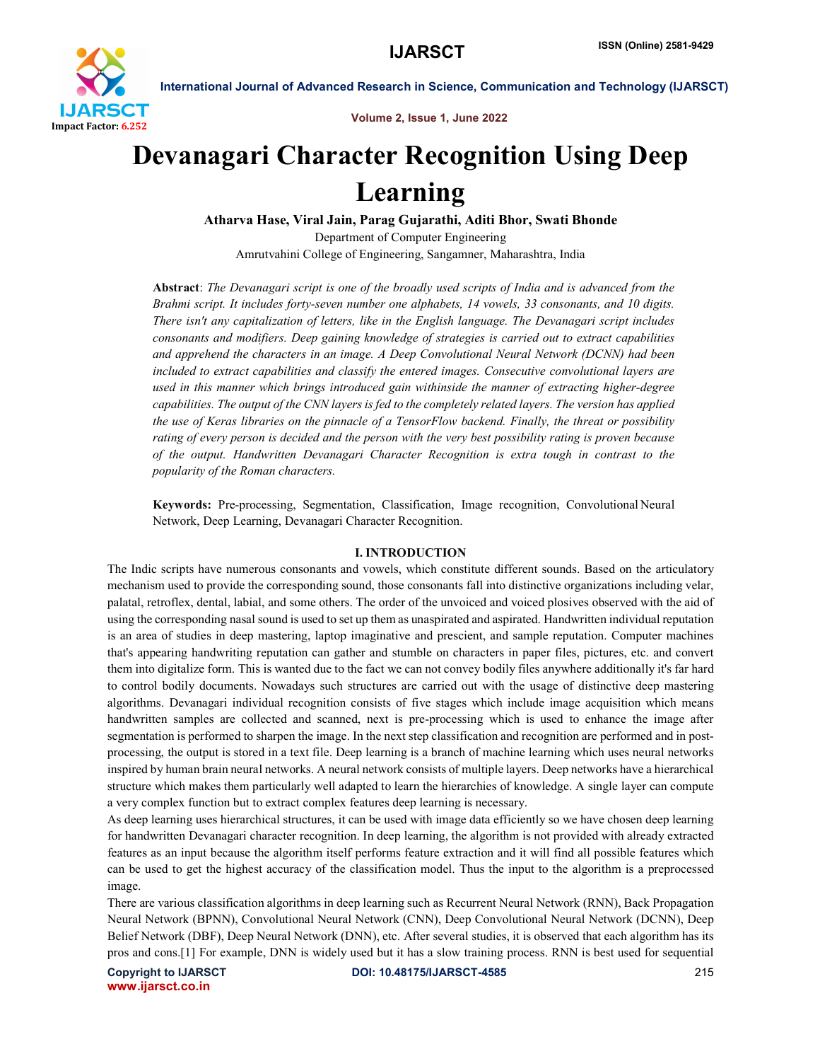# Devanagari Character Recognition Using Deep Learning

**Atharva Hase, Viral Jain, Parag Gujarathi, Aditi Bhor, Swati Bhonde**

Department of Computer Engineering

Amrutvahini College of Engineering, Sangamner, Maharashtra, India

**Abstract**: *The Devanagari script is one of the broadly used scripts of India and is advanced from the Brahmi script. It includes forty-seven number one alphabets, 14 vowels, 33 consonants, and 10 digits. There isn't any capitalization of letters, like in the English language. The Devanagari script includes consonants and modifiers. Deep gaining knowledge of strategies is carried out to extract capabilities and apprehend the characters in an image. A Deep Convolutional Neural Network (DCNN) had been included to extract capabilities and classify the entered images. Consecutive convolutional layers are used in this manner which brings introduced gain withinside the manner of extracting higher-degree capabilities. The output of the CNN layers is fed to the completely related layers. The version has applied the use of Keras libraries on the pinnacle of a TensorFlow backend. Finally, the threat or possibility rating of every person is decided and the person with the very best possibility rating is proven because of the output. Handwritten Devanagari Character Recognition is extra tough in contrast to the popularity of the Roman characters.*

**Keywords:** Pre-processing, Segmentation, Classification, Image recognition, Convolutional Neural Network, Deep Learning, Devanagari Character Recognition.

## I. INTRODUCTION

The Indic scripts have numerous consonants and vowels, which constitute different sounds. Based on the articulatory mechanism used to provide the corresponding sound, those consonants fall into distinctive organizations including velar, palatal, retroflex, dental, labial, and some others. The order of the unvoiced and voiced plosives observed with the aid of using the corresponding nasal sound is used to set up them as unaspirated and aspirated. Handwritten individual reputation is an area of studies in deep mastering, laptop imaginative and prescient, and sample reputation. Computer machines that's appearing handwriting reputation can gather and stumble on characters in paper files, pictures, etc. and convert them into digitalize form. This is wanted due to the fact we can not convey bodily files anywhere additionally it's far hard to control bodily documents. Nowadays such structures are carried out with the usage of distinctive deep mastering algorithms. Devanagari individual recognition consists of five stages which include image acquisition which means handwritten samples are collected and scanned, next is pre-processing which is used to enhance the image after segmentation is performed to sharpen the image. In the next step classification and recognition are performed and in post-processing, the output is stored in a text file. Deep learning is a branch of machine learning which uses neural networks inspired by human brain neural networks. A neural network consists of multiple layers. Deep networks have a hierarchical structure which makes them particularly well adapted to learn the hierarchies of knowledge. A single layer can compute a very complex function but to extract complex features deep learning is necessary.

As deep learning uses hierarchical structures, it can be used with image data efficiently so we have chosen deep learning for handwritten Devanagari character recognition. In deep learning, the algorithm is not provided with already extracted features as an input because the algorithm itself performs feature extraction and it will find all possible features which can be used to get the highest accuracy of the classification model. Thus the input to the algorithm is a preprocessed image.

There are various classification algorithms in deep learning such as Recurrent Neural Network (RNN), Back Propagation Neural Network (BPNN), Convolutional Neural Network (CNN), Deep Convolutional Neural Network (DCNN), Deep Belief Network (DBF), Deep Neural Network (DNN), etc. After several studies, it is observed that each algorithm has its pros and cons.[1] For example, DNN is widely used but it has a slow training process. RNN is best used for sequential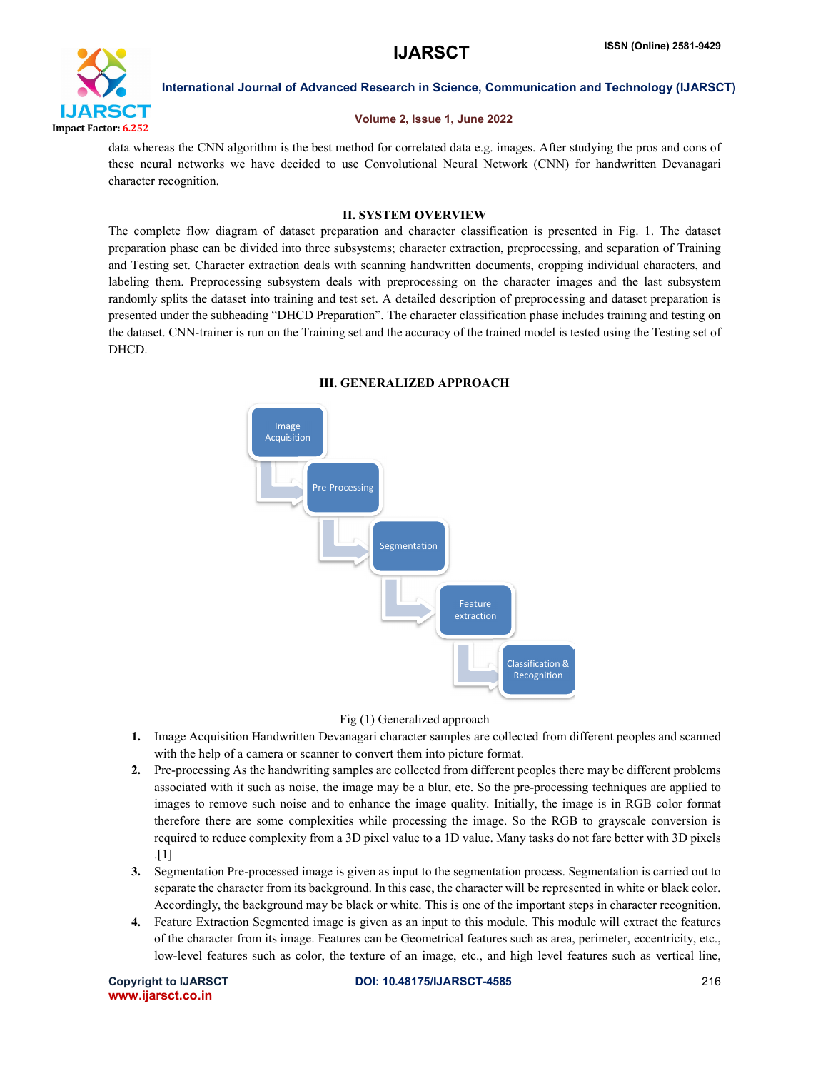data whereas the CNN algorithm is the best method for correlated data e.g. images. After studying the pros and cons of these neural networks we have decided to use Convolutional Neural Network (CNN) for handwritten Devanagari character recognition.

## II. SYSTEM OVERVIEW

The complete flow diagram of dataset preparation and character classification is presented in Fig. 1. The dataset preparation phase can be divided into three subsystems; character extraction, preprocessing, and separation of Training and Testing set. Character extraction deals with scanning handwritten documents, cropping individual characters, and labeling them. Preprocessing subsystem deals with preprocessing on the character images and the last subsystem randomly splits the dataset into training and test set. A detailed description of preprocessing and dataset preparation is presented under the subheading "DHCD Preparation". The character classification phase includes training and testing on the dataset. CNN-trainer is run on the Training set and the accuracy of the trained model is tested using the Testing set of DHCD.

## III. GENERALIZED APPROACH

Image Acquisition → Pre-Processing → Segmentation → Feature extraction → Classification & Recognition

Fig (1) Generalized approach

1. Image Acquisition Handwritten Devanagari character samples are collected from different peoples and scanned with the help of a camera or scanner to convert them into picture format.
2. Pre-processing As the handwriting samples are collected from different peoples there may be different problems associated with it such as noise, the image may be a blur, etc. So the pre-processing techniques are applied to images to remove such noise and to enhance the image quality. Initially, the image is in RGB color format therefore there are some complexities while processing the image. So the RGB to grayscale conversion is required to reduce complexity from a 3D pixel value to a 1D value. Many tasks do not fare better with 3D pixels .[1]
3. Segmentation Pre-processed image is given as input to the segmentation process. Segmentation is carried out to separate the character from its background. In this case, the character will be represented in white or black color. Accordingly, the background may be black or white. This is one of the important steps in character recognition.
4. Feature Extraction Segmented image is given as an input to this module. This module will extract the features of the character from its image. Features can be Geometrical features such as area, perimeter, eccentricity, etc., low-level features such as color, the texture of an image, etc., and high level features such as vertical line,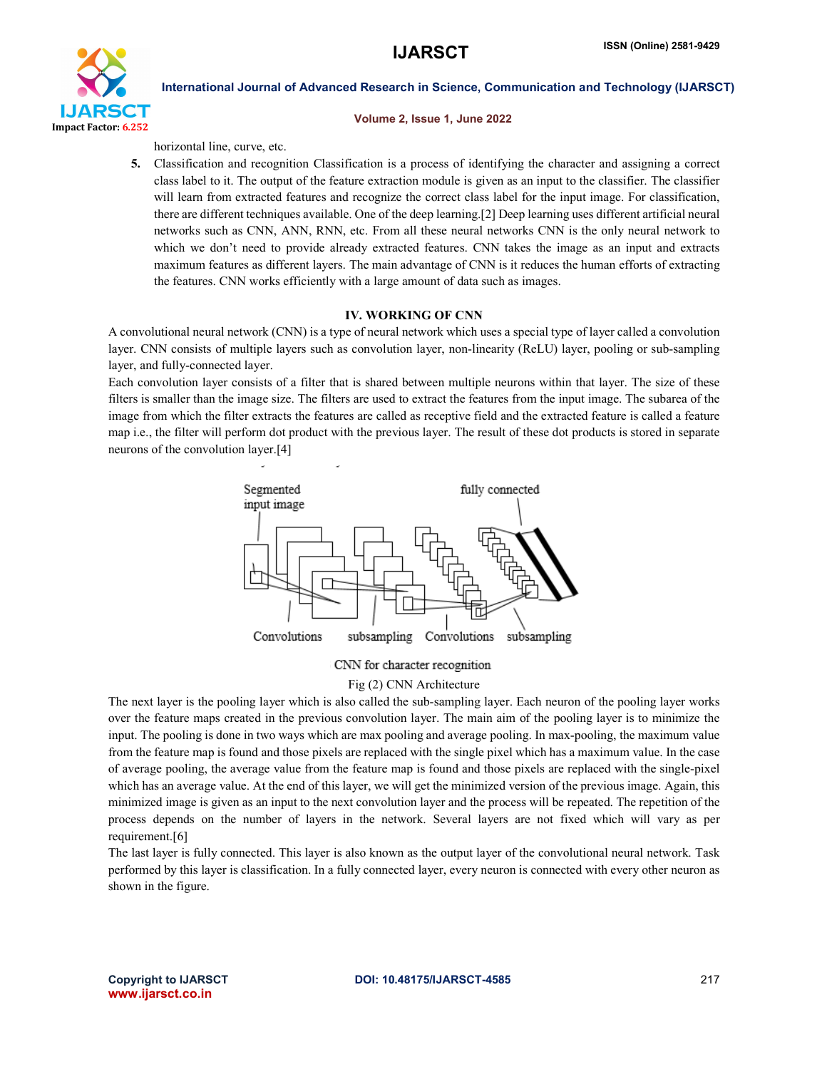horizontal line, curve, etc.

5. Classification and recognition Classification is a process of identifying the character and assigning a correct class label to it. The output of the feature extraction module is given as an input to the classifier. The classifier will learn from extracted features and recognize the correct class label for the input image. For classification, there are different techniques available. One of the deep learning.[2] Deep learning uses different artificial neural networks such as CNN, ANN, RNN, etc. From all these neural networks CNN is the only neural network to which we don't need to provide already extracted features. CNN takes the image as an input and extracts maximum features as different layers. The main advantage of CNN is it reduces the human efforts of extracting the features. CNN works efficiently with a large amount of data such as images.

## IV. WORKING OF CNN

A convolutional neural network (CNN) is a type of neural network which uses a special type of layer called a convolution layer. CNN consists of multiple layers such as convolution layer, non-linearity (ReLU) layer, pooling or sub-sampling layer, and fully-connected layer.

Each convolution layer consists of a filter that is shared between multiple neurons within that layer. The size of these filters is smaller than the image size. The filters are used to extract the features from the input image. The subarea of the image from which the filter extracts the features are called as receptive field and the extracted feature is called a feature map i.e., the filter will perform dot product with the previous layer. The result of these dot products is stored in separate neurons of the convolution layer.[4]

Segmented input image | fully connected | Convolutions | subsampling | Convolutions | subsampling

CNN for character recognition

Fig (2) CNN Architecture

The next layer is the pooling layer which is also called the sub-sampling layer. Each neuron of the pooling layer works over the feature maps created in the previous convolution layer. The main aim of the pooling layer is to minimize the input. The pooling is done in two ways which are max pooling and average pooling. In max-pooling, the maximum value from the feature map is found and those pixels are replaced with the single pixel which has a maximum value. In the case of average pooling, the average value from the feature map is found and those pixels are replaced with the single-pixel which has an average value. At the end of this layer, we will get the minimized version of the previous image. Again, this minimized image is given as an input to the next convolution layer and the process will be repeated. The repetition of the process depends on the number of layers in the network. Several layers are not fixed which will vary as per requirement.[6]

The last layer is fully connected. This layer is also known as the output layer of the convolutional neural network. Task performed by this layer is classification. In a fully connected layer, every neuron is connected with every other neuron as shown in the figure.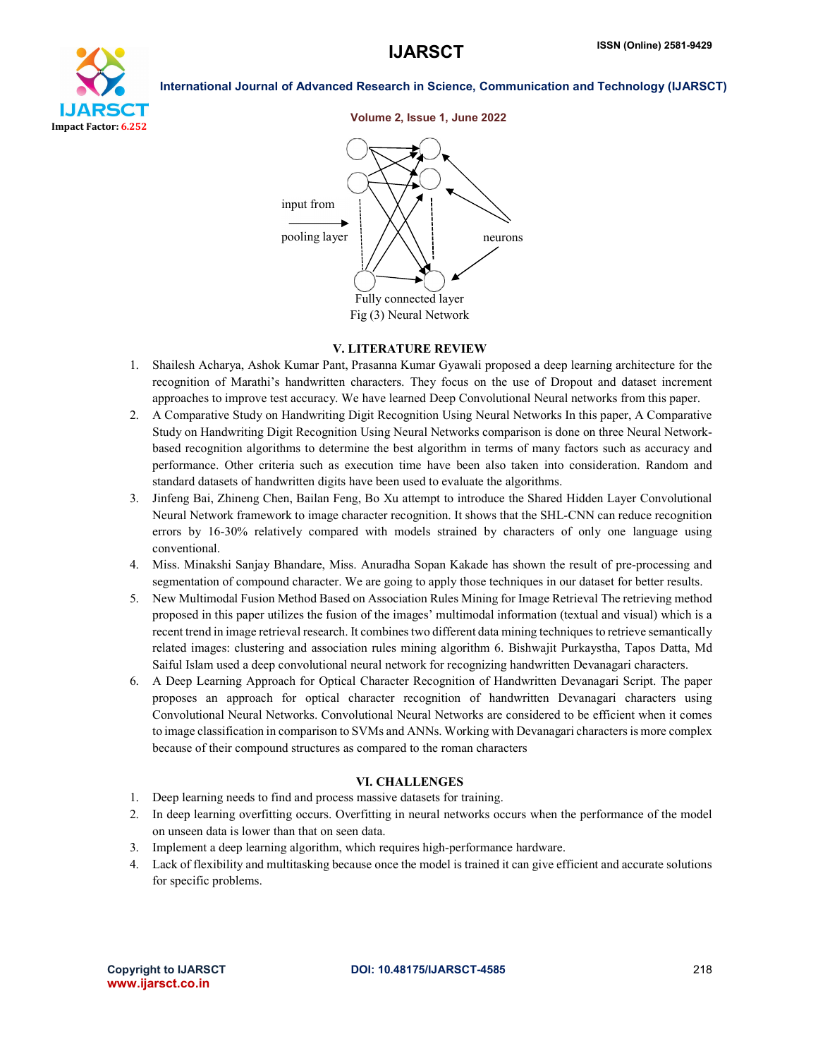input from

pooling layer

neurons

Fully connected layer

Fig (3) Neural Network

## V. LITERATURE REVIEW

1. Shailesh Acharya, Ashok Kumar Pant, Prasanna Kumar Gyawali proposed a deep learning architecture for the recognition of Marathi's handwritten characters. They focus on the use of Dropout and dataset increment approaches to improve test accuracy. We have learned Deep Convolutional Neural networks from this paper.
2. A Comparative Study on Handwriting Digit Recognition Using Neural Networks In this paper, A Comparative Study on Handwriting Digit Recognition Using Neural Networks comparison is done on three Neural Network-based recognition algorithms to determine the best algorithm in terms of many factors such as accuracy and performance. Other criteria such as execution time have been also taken into consideration. Random and standard datasets of handwritten digits have been used to evaluate the algorithms.
3. Jinfeng Bai, Zhineng Chen, Bailan Feng, Bo Xu attempt to introduce the Shared Hidden Layer Convolutional Neural Network framework to image character recognition. It shows that the SHL-CNN can reduce recognition errors by 16-30% relatively compared with models strained by characters of only one language using conventional.
4. Miss. Minakshi Sanjay Bhandare, Miss. Anuradha Sopan Kakade has shown the result of pre-processing and segmentation of compound character. We are going to apply those techniques in our dataset for better results.
5. New Multimodal Fusion Method Based on Association Rules Mining for Image Retrieval The retrieving method proposed in this paper utilizes the fusion of the images' multimodal information (textual and visual) which is a recent trend in image retrieval research. It combines two different data mining techniques to retrieve semantically related images: clustering and association rules mining algorithm 6. Bishwajit Purkaystha, Tapos Datta, Md Saiful Islam used a deep convolutional neural network for recognizing handwritten Devanagari characters.
6. A Deep Learning Approach for Optical Character Recognition of Handwritten Devanagari Script. The paper proposes an approach for optical character recognition of handwritten Devanagari characters using Convolutional Neural Networks. Convolutional Neural Networks are considered to be efficient when it comes to image classification in comparison to SVMs and ANNs. Working with Devanagari characters is more complex because of their compound structures as compared to the roman characters

## VI. CHALLENGES

1. Deep learning needs to find and process massive datasets for training.
2. In deep learning overfitting occurs. Overfitting in neural networks occurs when the performance of the model on unseen data is lower than that on seen data.
3. Implement a deep learning algorithm, which requires high-performance hardware.
4. Lack of flexibility and multitasking because once the model is trained it can give efficient and accurate solutions for specific problems.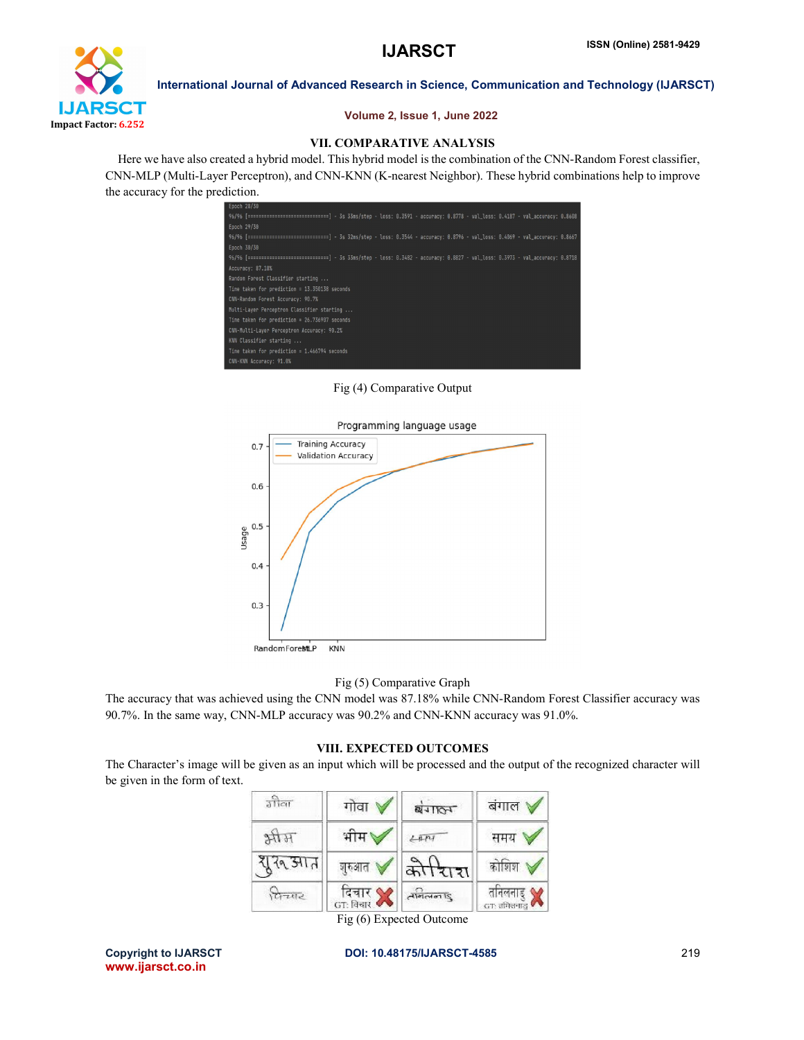## VII. COMPARATIVE ANALYSIS

Here we have also created a hybrid model. This hybrid model is the combination of the CNN-Random Forest classifier, CNN-MLP (Multi-Layer Perceptron), and CNN-KNN (K-nearest Neighbor). These hybrid combinations help to improve the accuracy for the prediction.

```
Epoch 28/30
96/96 [==============================] - 3s 33ms/step - loss: 0.3591 - accuracy: 0.8778 - val_loss: 0.4187 - val_accuracy: 0.8608
Epoch 29/30
96/96 [==============================] - 3s 32ms/step - loss: 0.3544 - accuracy: 0.8796 - val_loss: 0.4069 - val_accuracy: 0.8667
Epoch 30/30
96/96 [==============================] - 3s 33ms/step - loss: 0.3482 - accuracy: 0.8827 - val_loss: 0.3973 - val_accuracy: 0.8718
Accuracy: 87.18%
Random Forest Classifier starting ...
Time taken for prediction = 13.350138 seconds
CNN-Random Forest Accuracy: 90.7%
Multi-Layer Perceptron Classifier starting ...
Time taken for prediction = 26.736907 seconds
CNN-Multi-Layer Perceptron Accuracy: 90.2%
KNN Classifier starting ...
Time taken for prediction = 1.466794 seconds
CNN-KNN Accuracy: 91.0%
```

Fig (4) Comparative Output

Fig (5) Comparative Graph

The accuracy that was achieved using the CNN model was 87.18% while CNN-Random Forest Classifier accuracy was 90.7%. In the same way, CNN-MLP accuracy was 90.2% and CNN-KNN accuracy was 91.0%.

## VIII. EXPECTED OUTCOMES

The Character's image will be given as an input which will be processed and the output of the recognized character will be given in the form of text.

Fig (6) Expected Outcome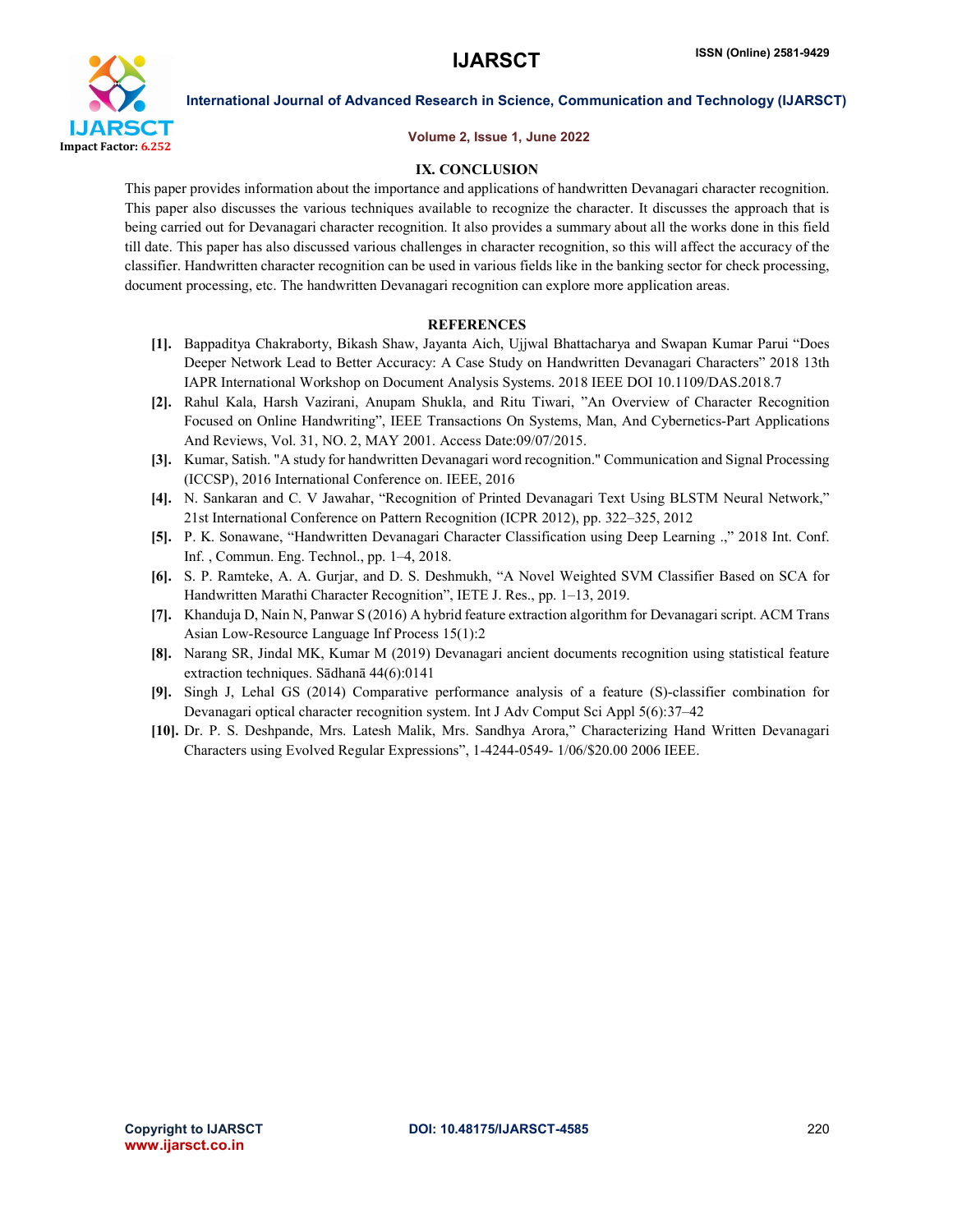## IX. CONCLUSION

This paper provides information about the importance and applications of handwritten Devanagari character recognition. This paper also discusses the various techniques available to recognize the character. It discusses the approach that is being carried out for Devanagari character recognition. It also provides a summary about all the works done in this field till date. This paper has also discussed various challenges in character recognition, so this will affect the accuracy of the classifier. Handwritten character recognition can be used in various fields like in the banking sector for check processing, document processing, etc. The handwritten Devanagari recognition can explore more application areas.

## REFERENCES

- **[1].** Bappaditya Chakraborty, Bikash Shaw, Jayanta Aich, Ujjwal Bhattacharya and Swapan Kumar Parui "Does Deeper Network Lead to Better Accuracy: A Case Study on Handwritten Devanagari Characters" 2018 13th IAPR International Workshop on Document Analysis Systems. 2018 IEEE DOI 10.1109/DAS.2018.7
- **[2].** Rahul Kala, Harsh Vazirani, Anupam Shukla, and Ritu Tiwari, "An Overview of Character Recognition Focused on Online Handwriting", IEEE Transactions On Systems, Man, And Cybernetics-Part Applications And Reviews, Vol. 31, NO. 2, MAY 2001. Access Date:09/07/2015.
- **[3].** Kumar, Satish. "A study for handwritten Devanagari word recognition." Communication and Signal Processing (ICCSP), 2016 International Conference on. IEEE, 2016
- **[4].** N. Sankaran and C. V Jawahar, "Recognition of Printed Devanagari Text Using BLSTM Neural Network," 21st International Conference on Pattern Recognition (ICPR 2012), pp. 322–325, 2012
- **[5].** P. K. Sonawane, "Handwritten Devanagari Character Classification using Deep Learning .," 2018 Int. Conf. Inf. , Commun. Eng. Technol., pp. 1–4, 2018.
- **[6].** S. P. Ramteke, A. A. Gurjar, and D. S. Deshmukh, "A Novel Weighted SVM Classifier Based on SCA for Handwritten Marathi Character Recognition", IETE J. Res., pp. 1–13, 2019.
- **[7].** Khanduja D, Nain N, Panwar S (2016) A hybrid feature extraction algorithm for Devanagari script. ACM Trans Asian Low-Resource Language Inf Process 15(1):2
- **[8].** Narang SR, Jindal MK, Kumar M (2019) Devanagari ancient documents recognition using statistical feature extraction techniques. Sādhanā 44(6):0141
- **[9].** Singh J, Lehal GS (2014) Comparative performance analysis of a feature (S)-classifier combination for Devanagari optical character recognition system. Int J Adv Comput Sci Appl 5(6):37–42
- **[10].** Dr. P. S. Deshpande, Mrs. Latesh Malik, Mrs. Sandhya Arora," Characterizing Hand Written Devanagari Characters using Evolved Regular Expressions", 1-4244-0549- 1/06/$20.00 2006 IEEE.